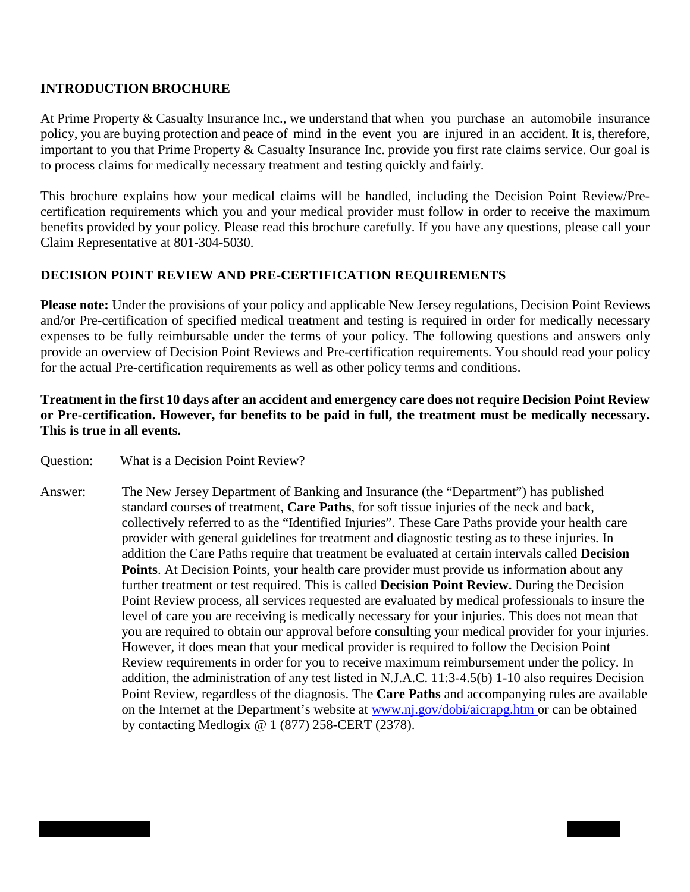## INTRODUCTION BROCHURE

At Prime Property & Casualty Insurance Inc., we understand that when you purchase an automobile insurance policy, you are buying protection and peace of mind in the event you are injured in an accident. It is, therefore, important to you that Prime Property & Casualty Insurance Inc. provide you first rate claims service. Our goal is to process claims for medically necessary treatment and testing quickly and fairly.

This brochure explains how your medical claims will be handled, including the Decision Point Review/Pre-certification requirements which you and your medical provider must follow in order to receive the maximum benefits provided by your policy. Please read this brochure carefully. If you have any questions, please call your Claim Representative at 801-304-5030.

## DECISION POINT REVIEW AND PRE-CERTIFICATION REQUIREMENTS

**Please note:** Under the provisions of your policy and applicable New Jersey regulations, Decision Point Reviews and/or Pre-certification of specified medical treatment and testing is required in order for medically necessary expenses to be fully reimbursable under the terms of your policy. The following questions and answers only provide an overview of Decision Point Reviews and Pre-certification requirements. You should read your policy for the actual Pre-certification requirements as well as other policy terms and conditions.

**Treatment in the first 10 days after an accident and emergency care does not require Decision Point Review or Pre-certification. However, for benefits to be paid in full, the treatment must be medically necessary. This is true in all events.**

Question: What is a Decision Point Review?

Answer: The New Jersey Department of Banking and Insurance (the "Department") has published standard courses of treatment, **Care Paths**, for soft tissue injuries of the neck and back, collectively referred to as the "Identified Injuries". These Care Paths provide your health care provider with general guidelines for treatment and diagnostic testing as to these injuries. In addition the Care Paths require that treatment be evaluated at certain intervals called **Decision Points**. At Decision Points, your health care provider must provide us information about any further treatment or test required. This is called **Decision Point Review.** During the Decision Point Review process, all services requested are evaluated by medical professionals to insure the level of care you are receiving is medically necessary for your injuries. This does not mean that you are required to obtain our approval before consulting your medical provider for your injuries. However, it does mean that your medical provider is required to follow the Decision Point Review requirements in order for you to receive maximum reimbursement under the policy. In addition, the administration of any test listed in N.J.A.C. 11:3-4.5(b) 1-10 also requires Decision Point Review, regardless of the diagnosis. The **Care Paths** and accompanying rules are available on the Internet at the Department's website at [www.nj.gov/dobi/aicrapg.htm](www.nj.gov/dobi/aicrapg.htm) or can be obtained by contacting Medlogix @ 1 (877) 258-CERT (2378).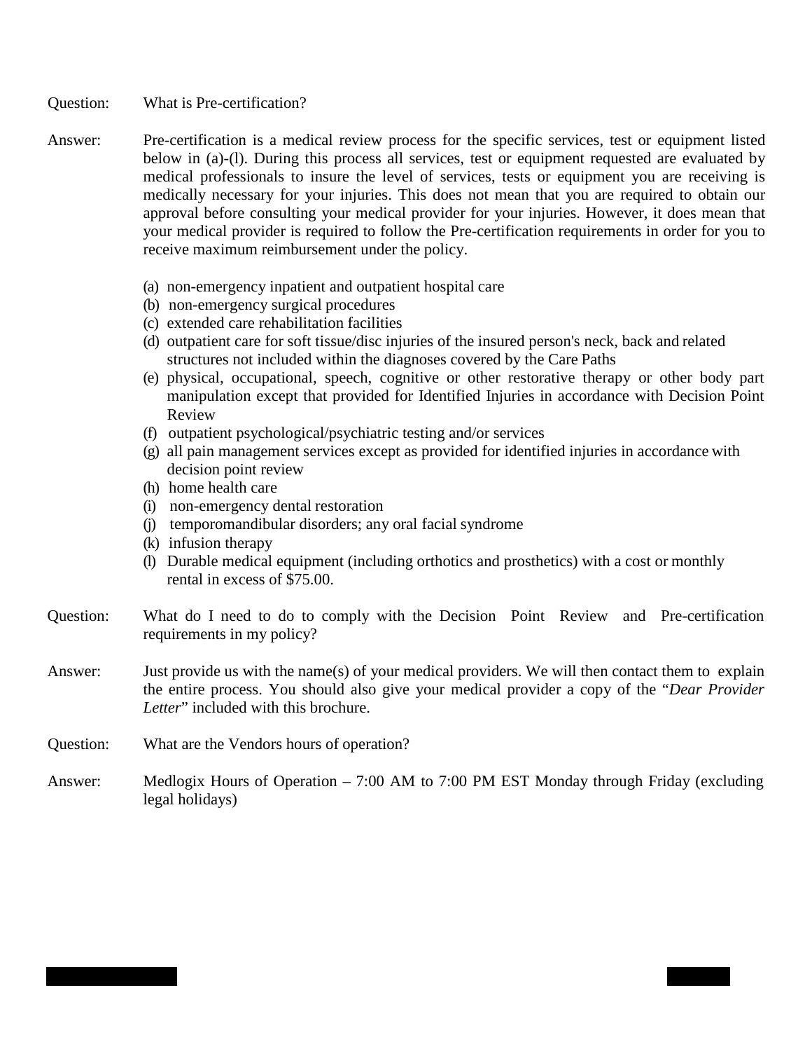**Question:** What is Pre-certification?

**Answer:** Pre-certification is a medical review process for the specific services, test or equipment listed below in (a)-(l). During this process all services, test or equipment requested are evaluated by medical professionals to insure the level of services, tests or equipment you are receiving is medically necessary for your injuries. This does not mean that you are required to obtain our approval before consulting your medical provider for your injuries. However, it does mean that your medical provider is required to follow the Pre-certification requirements in order for you to receive maximum reimbursement under the policy.

(a) non-emergency inpatient and outpatient hospital care
(b) non-emergency surgical procedures
(c) extended care rehabilitation facilities
(d) outpatient care for soft tissue/disc injuries of the insured person's neck, back and related structures not included within the diagnoses covered by the Care Paths
(e) physical, occupational, speech, cognitive or other restorative therapy or other body part manipulation except that provided for Identified Injuries in accordance with Decision Point Review
(f) outpatient psychological/psychiatric testing and/or services
(g) all pain management services except as provided for identified injuries in accordance with decision point review
(h) home health care
(i) non-emergency dental restoration
(j) temporomandibular disorders; any oral facial syndrome
(k) infusion therapy
(l) Durable medical equipment (including orthotics and prosthetics) with a cost or monthly rental in excess of $75.00.

**Question:** What do I need to do to comply with the Decision Point Review and Pre-certification requirements in my policy?

**Answer:** Just provide us with the name(s) of your medical providers. We will then contact them to explain the entire process. You should also give your medical provider a copy of the "*Dear Provider Letter*" included with this brochure.

**Question:** What are the Vendors hours of operation?

**Answer:** Medlogix Hours of Operation – 7:00 AM to 7:00 PM EST Monday through Friday (excluding legal holidays)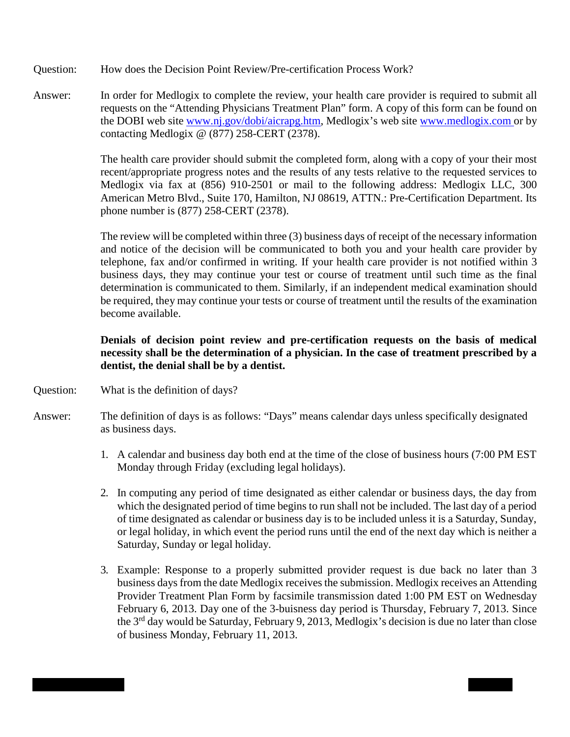Question: How does the Decision Point Review/Pre-certification Process Work?

Answer: In order for Medlogix to complete the review, your health care provider is required to submit all requests on the "Attending Physicians Treatment Plan" form. A copy of this form can be found on the DOBI web site [www.nj.gov/dobi/aicrapg.htm](http://www.nj.gov/dobi/aicrapg.htm), Medlogix's web site [www.medlogix.com](http://www.medlogix.com) or by contacting Medlogix @ (877) 258-CERT (2378).

The health care provider should submit the completed form, along with a copy of your their most recent/appropriate progress notes and the results of any tests relative to the requested services to Medlogix via fax at (856) 910-2501 or mail to the following address: Medlogix LLC, 300 American Metro Blvd., Suite 170, Hamilton, NJ 08619, ATTN.: Pre-Certification Department. Its phone number is (877) 258-CERT (2378).

The review will be completed within three (3) business days of receipt of the necessary information and notice of the decision will be communicated to both you and your health care provider by telephone, fax and/or confirmed in writing. If your health care provider is not notified within 3 business days, they may continue your test or course of treatment until such time as the final determination is communicated to them. Similarly, if an independent medical examination should be required, they may continue your tests or course of treatment until the results of the examination become available.

**Denials of decision point review and pre-certification requests on the basis of medical necessity shall be the determination of a physician. In the case of treatment prescribed by a dentist, the denial shall be by a dentist.**

Question: What is the definition of days?

Answer: The definition of days is as follows: "Days" means calendar days unless specifically designated as business days.

1. A calendar and business day both end at the time of the close of business hours (7:00 PM EST Monday through Friday (excluding legal holidays).

2. In computing any period of time designated as either calendar or business days, the day from which the designated period of time begins to run shall not be included. The last day of a period of time designated as calendar or business day is to be included unless it is a Saturday, Sunday, or legal holiday, in which event the period runs until the end of the next day which is neither a Saturday, Sunday or legal holiday.

3. Example: Response to a properly submitted provider request is due back no later than 3 business days from the date Medlogix receives the submission. Medlogix receives an Attending Provider Treatment Plan Form by facsimile transmission dated 1:00 PM EST on Wednesday February 6, 2013. Day one of the 3-buisness day period is Thursday, February 7, 2013. Since the 3rd day would be Saturday, February 9, 2013, Medlogix's decision is due no later than close of business Monday, February 11, 2013.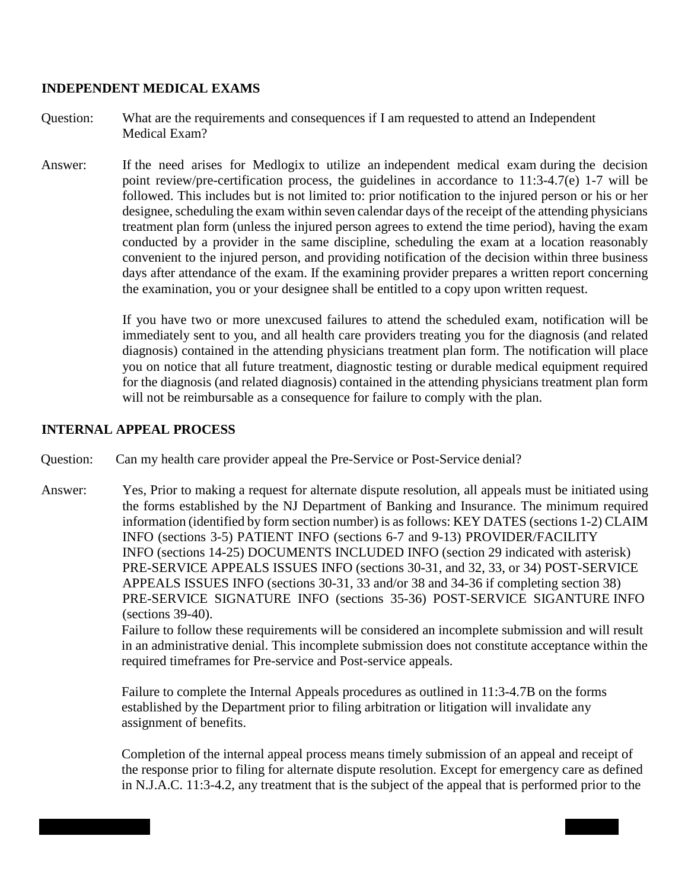## INDEPENDENT MEDICAL EXAMS

Question: What are the requirements and consequences if I am requested to attend an Independent Medical Exam?

Answer: If the need arises for Medlogix to utilize an independent medical exam during the decision point review/pre-certification process, the guidelines in accordance to 11:3-4.7(e) 1-7 will be followed. This includes but is not limited to: prior notification to the injured person or his or her designee, scheduling the exam within seven calendar days of the receipt of the attending physicians treatment plan form (unless the injured person agrees to extend the time period), having the exam conducted by a provider in the same discipline, scheduling the exam at a location reasonably convenient to the injured person, and providing notification of the decision within three business days after attendance of the exam. If the examining provider prepares a written report concerning the examination, you or your designee shall be entitled to a copy upon written request.

If you have two or more unexcused failures to attend the scheduled exam, notification will be immediately sent to you, and all health care providers treating you for the diagnosis (and related diagnosis) contained in the attending physicians treatment plan form. The notification will place you on notice that all future treatment, diagnostic testing or durable medical equipment required for the diagnosis (and related diagnosis) contained in the attending physicians treatment plan form will not be reimbursable as a consequence for failure to comply with the plan.

## INTERNAL APPEAL PROCESS

Question: Can my health care provider appeal the Pre-Service or Post-Service denial?

Answer: Yes, Prior to making a request for alternate dispute resolution, all appeals must be initiated using the forms established by the NJ Department of Banking and Insurance. The minimum required information (identified by form section number) is as follows: KEY DATES (sections 1-2) CLAIM INFO (sections 3-5) PATIENT INFO (sections 6-7 and 9-13) PROVIDER/FACILITY INFO (sections 14-25) DOCUMENTS INCLUDED INFO (section 29 indicated with asterisk) PRE-SERVICE APPEALS ISSUES INFO (sections 30-31, and 32, 33, or 34) POST-SERVICE APPEALS ISSUES INFO (sections 30-31, 33 and/or 38 and 34-36 if completing section 38) PRE-SERVICE SIGNATURE INFO (sections 35-36) POST-SERVICE SIGANTURE INFO (sections 39-40).

Failure to follow these requirements will be considered an incomplete submission and will result in an administrative denial. This incomplete submission does not constitute acceptance within the required timeframes for Pre-service and Post-service appeals.

Failure to complete the Internal Appeals procedures as outlined in 11:3-4.7B on the forms established by the Department prior to filing arbitration or litigation will invalidate any assignment of benefits.

Completion of the internal appeal process means timely submission of an appeal and receipt of the response prior to filing for alternate dispute resolution. Except for emergency care as defined in N.J.A.C. 11:3-4.2, any treatment that is the subject of the appeal that is performed prior to the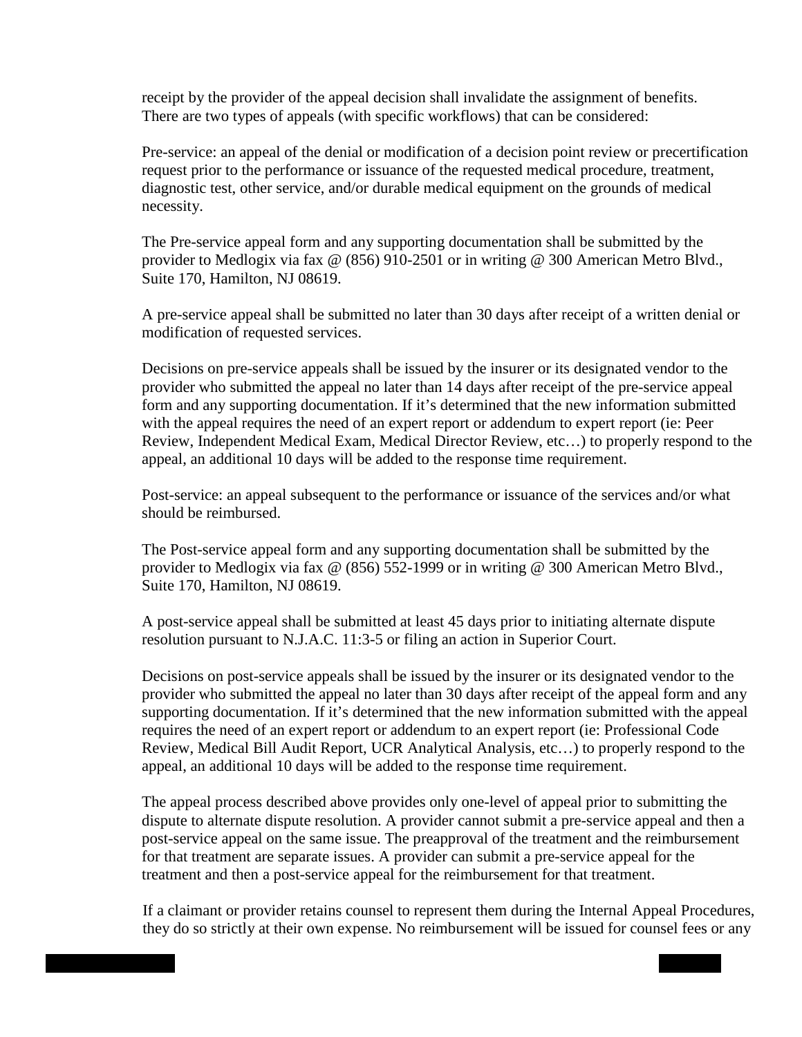receipt by the provider of the appeal decision shall invalidate the assignment of benefits. There are two types of appeals (with specific workflows) that can be considered:

Pre-service: an appeal of the denial or modification of a decision point review or precertification request prior to the performance or issuance of the requested medical procedure, treatment, diagnostic test, other service, and/or durable medical equipment on the grounds of medical necessity.

The Pre-service appeal form and any supporting documentation shall be submitted by the provider to Medlogix via fax @ (856) 910-2501 or in writing @ 300 American Metro Blvd., Suite 170, Hamilton, NJ 08619.

A pre-service appeal shall be submitted no later than 30 days after receipt of a written denial or modification of requested services.

Decisions on pre-service appeals shall be issued by the insurer or its designated vendor to the provider who submitted the appeal no later than 14 days after receipt of the pre-service appeal form and any supporting documentation. If it's determined that the new information submitted with the appeal requires the need of an expert report or addendum to expert report (ie: Peer Review, Independent Medical Exam, Medical Director Review, etc…) to properly respond to the appeal, an additional 10 days will be added to the response time requirement.

Post-service: an appeal subsequent to the performance or issuance of the services and/or what should be reimbursed.

The Post-service appeal form and any supporting documentation shall be submitted by the provider to Medlogix via fax @ (856) 552-1999 or in writing @ 300 American Metro Blvd., Suite 170, Hamilton, NJ 08619.

A post-service appeal shall be submitted at least 45 days prior to initiating alternate dispute resolution pursuant to N.J.A.C. 11:3-5 or filing an action in Superior Court.

Decisions on post-service appeals shall be issued by the insurer or its designated vendor to the provider who submitted the appeal no later than 30 days after receipt of the appeal form and any supporting documentation. If it's determined that the new information submitted with the appeal requires the need of an expert report or addendum to an expert report (ie: Professional Code Review, Medical Bill Audit Report, UCR Analytical Analysis, etc…) to properly respond to the appeal, an additional 10 days will be added to the response time requirement.

The appeal process described above provides only one-level of appeal prior to submitting the dispute to alternate dispute resolution. A provider cannot submit a pre-service appeal and then a post-service appeal on the same issue. The preapproval of the treatment and the reimbursement for that treatment are separate issues. A provider can submit a pre-service appeal for the treatment and then a post-service appeal for the reimbursement for that treatment.

If a claimant or provider retains counsel to represent them during the Internal Appeal Procedures, they do so strictly at their own expense. No reimbursement will be issued for counsel fees or any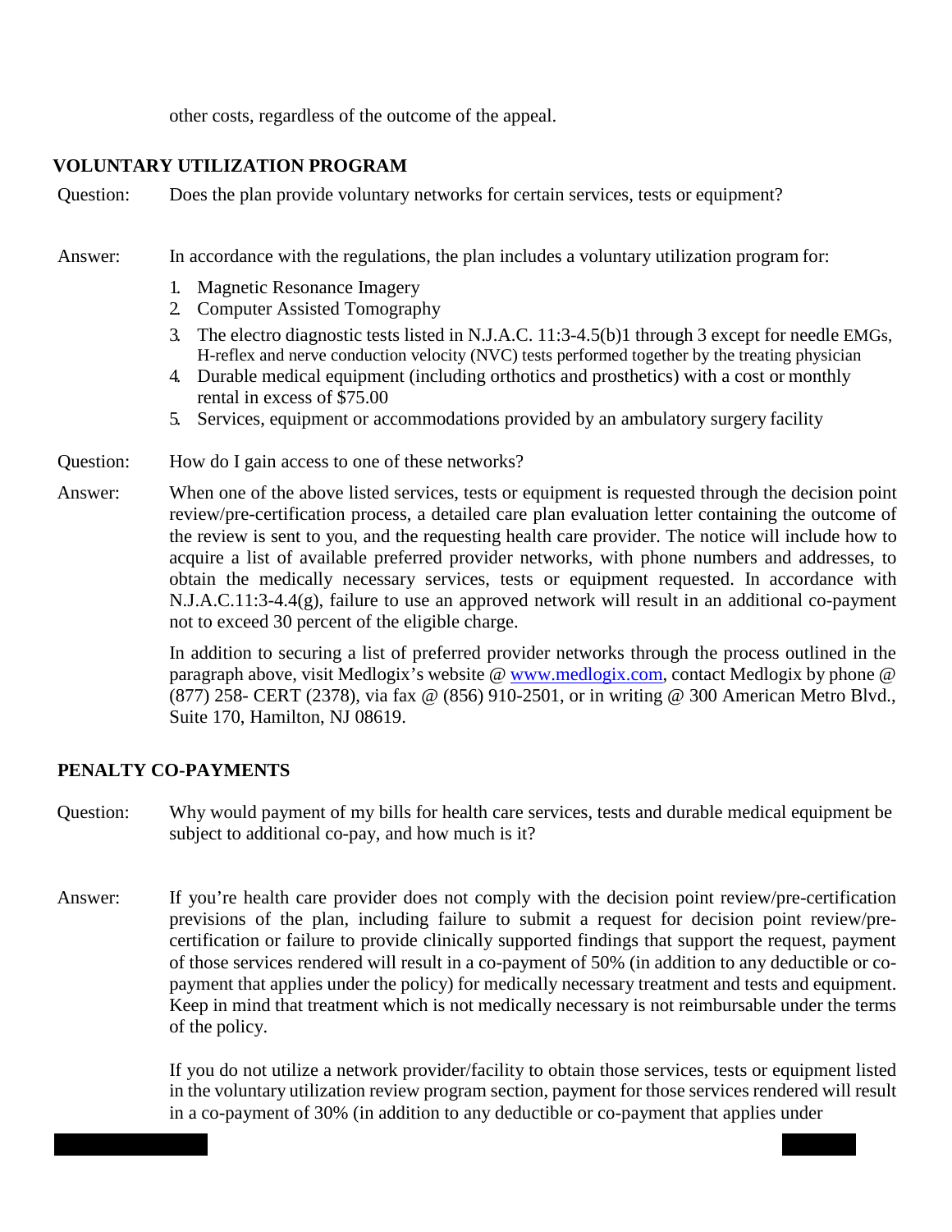other costs, regardless of the outcome of the appeal.

## VOLUNTARY UTILIZATION PROGRAM

Question: Does the plan provide voluntary networks for certain services, tests or equipment?

Answer: In accordance with the regulations, the plan includes a voluntary utilization program for:

1. Magnetic Resonance Imagery
2. Computer Assisted Tomography
3. The electro diagnostic tests listed in N.J.A.C. 11:3-4.5(b)1 through 3 except for needle EMGs, H-reflex and nerve conduction velocity (NVC) tests performed together by the treating physician
4. Durable medical equipment (including orthotics and prosthetics) with a cost or monthly rental in excess of $75.00
5. Services, equipment or accommodations provided by an ambulatory surgery facility

Question: How do I gain access to one of these networks?

Answer: When one of the above listed services, tests or equipment is requested through the decision point review/pre-certification process, a detailed care plan evaluation letter containing the outcome of the review is sent to you, and the requesting health care provider. The notice will include how to acquire a list of available preferred provider networks, with phone numbers and addresses, to obtain the medically necessary services, tests or equipment requested. In accordance with N.J.A.C.11:3-4.4(g), failure to use an approved network will result in an additional co-payment not to exceed 30 percent of the eligible charge.

In addition to securing a list of preferred provider networks through the process outlined in the paragraph above, visit Medlogix's website @ www.medlogix.com, contact Medlogix by phone @ (877) 258- CERT (2378), via fax @ (856) 910-2501, or in writing @ 300 American Metro Blvd., Suite 170, Hamilton, NJ 08619.

## PENALTY CO-PAYMENTS

Question: Why would payment of my bills for health care services, tests and durable medical equipment be subject to additional co-pay, and how much is it?

Answer: If you're health care provider does not comply with the decision point review/pre-certification previsions of the plan, including failure to submit a request for decision point review/pre-certification or failure to provide clinically supported findings that support the request, payment of those services rendered will result in a co-payment of 50% (in addition to any deductible or co-payment that applies under the policy) for medically necessary treatment and tests and equipment. Keep in mind that treatment which is not medically necessary is not reimbursable under the terms of the policy.

If you do not utilize a network provider/facility to obtain those services, tests or equipment listed in the voluntary utilization review program section, payment for those services rendered will result in a co-payment of 30% (in addition to any deductible or co-payment that applies under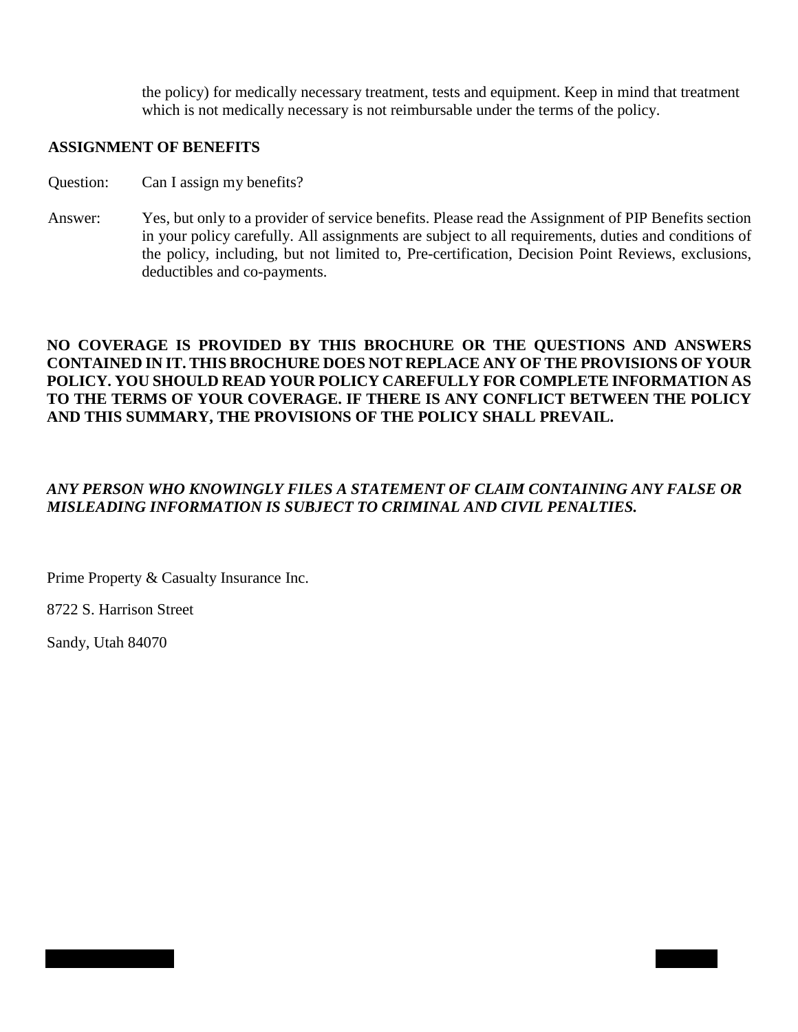the policy) for medically necessary treatment, tests and equipment. Keep in mind that treatment which is not medically necessary is not reimbursable under the terms of the policy.

**ASSIGNMENT OF BENEFITS**

Question: Can I assign my benefits?

Answer: Yes, but only to a provider of service benefits. Please read the Assignment of PIP Benefits section in your policy carefully. All assignments are subject to all requirements, duties and conditions of the policy, including, but not limited to, Pre-certification, Decision Point Reviews, exclusions, deductibles and co-payments.

**NO COVERAGE IS PROVIDED BY THIS BROCHURE OR THE QUESTIONS AND ANSWERS CONTAINED IN IT. THIS BROCHURE DOES NOT REPLACE ANY OF THE PROVISIONS OF YOUR POLICY. YOU SHOULD READ YOUR POLICY CAREFULLY FOR COMPLETE INFORMATION AS TO THE TERMS OF YOUR COVERAGE. IF THERE IS ANY CONFLICT BETWEEN THE POLICY AND THIS SUMMARY, THE PROVISIONS OF THE POLICY SHALL PREVAIL.**

***ANY PERSON WHO KNOWINGLY FILES A STATEMENT OF CLAIM CONTAINING ANY FALSE OR MISLEADING INFORMATION IS SUBJECT TO CRIMINAL AND CIVIL PENALTIES.***

Prime Property & Casualty Insurance Inc.

8722 S. Harrison Street

Sandy, Utah 84070